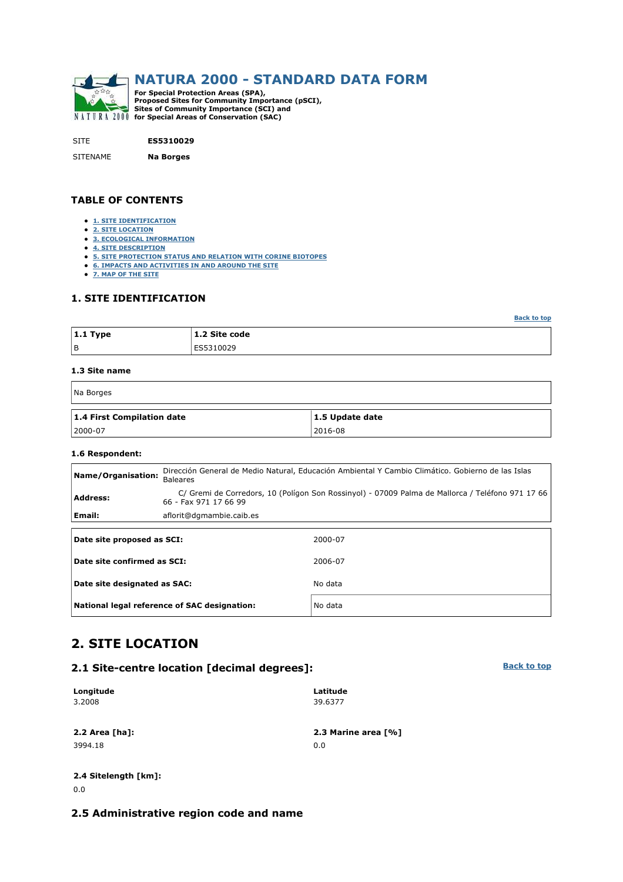# NATURA 2000 - STANDARD DATA FORM

**For Special Protection Areas (SPA), Proposed Sites for Community Importance (pSCI), Sites of Community Importance (SCI) and for Special Areas of Conservation (SAC)**

| | |
|---|---|
| SITE | **ES5310029** |
| SITENAME | **Na Borges** |

## TABLE OF CONTENTS

- 1. SITE IDENTIFICATION
- 2. SITE LOCATION
- 3. ECOLOGICAL INFORMATION
- 4. SITE DESCRIPTION
- 5. SITE PROTECTION STATUS AND RELATION WITH CORINE BIOTOPES
- 6. IMPACTS AND ACTIVITIES IN AND AROUND THE SITE
- 7. MAP OF THE SITE

## 1. SITE IDENTIFICATION

Back to top

| 1.1 Type | 1.2 Site code |
|---|---|
| B | ES5310029 |

### 1.3 Site name

| |
|---|
| Na Borges |

| 1.4 First Compilation date | 1.5 Update date |
|---|---|
| 2000-07 | 2016-08 |

### 1.6 Respondent:

| | |
|---|---|
| **Name/Organisation:** | Dirección General de Medio Natural, Educación Ambiental Y Cambio Climático. Gobierno de las Islas Baleares |
| **Address:** | C/ Gremi de Corredors, 10 (Polígon Son Rossinyol) - 07009 Palma de Mallorca / Teléfono 971 17 66 66 - Fax 971 17 66 99 |
| **Email:** | aflorit@dgmambie.caib.es |

| | |
|---|---|
| **Date site proposed as SCI:** | 2000-07 |
| **Date site confirmed as SCI:** | 2006-07 |
| **Date site designated as SAC:** | No data |
| **National legal reference of SAC designation:** | No data |

## 2. SITE LOCATION

### 2.1 Site-centre location [decimal degrees]:

Back to top

| Longitude | Latitude |
|---|---|
| 3.2008 | 39.6377 |

| 2.2 Area [ha]: | 2.3 Marine area [%] |
|---|---|
| 3994.18 | 0.0 |

**2.4 Sitelength [km]:**

0.0

### 2.5 Administrative region code and name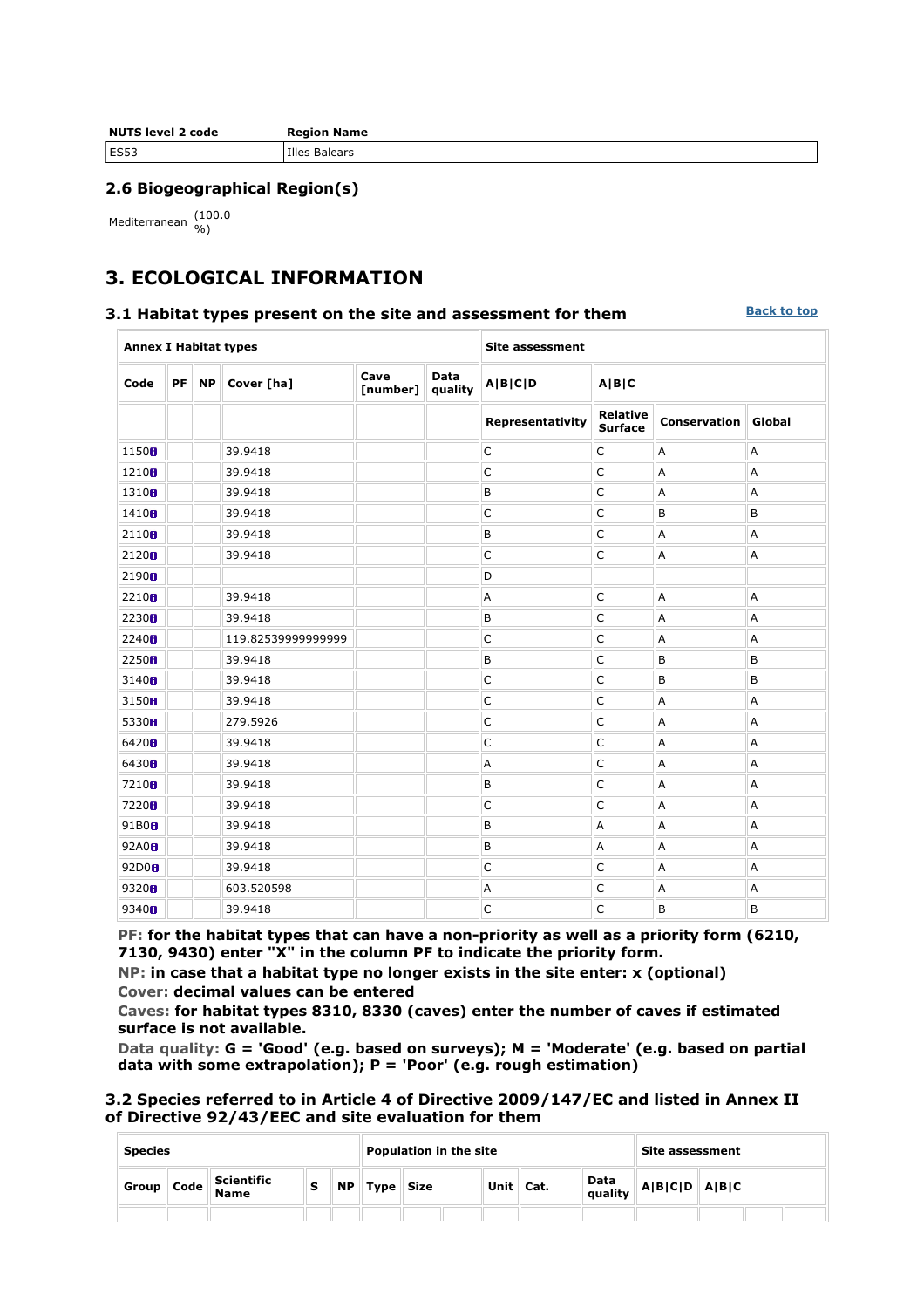| NUTS level 2 code | Region Name |
|---|---|
| ES53 | Illes Balears |

### 2.6 Biogeographical Region(s)

Mediterranean (100.0 %)

## 3. ECOLOGICAL INFORMATION

### 3.1 Habitat types present on the site and assessment for them

Back to top

| Annex I Habitat types | | | | | | Site assessment | | | |
|---|---|---|---|---|---|---|---|---|---|
| Code | PF | NP | Cover [ha] | Cave [number] | Data quality | A\|B\|C\|D | A\|B\|C | | |
| | | | | | | Representativity | Relative Surface | Conservation | Global |
| 1150 | | | 39.9418 | | | C | C | A | A |
| 1210 | | | 39.9418 | | | C | C | A | A |
| 1310 | | | 39.9418 | | | B | C | A | A |
| 1410 | | | 39.9418 | | | C | C | B | B |
| 2110 | | | 39.9418 | | | B | C | A | A |
| 2120 | | | 39.9418 | | | C | C | A | A |
| 2190 | | | | | | D | | | |
| 2210 | | | 39.9418 | | | A | C | A | A |
| 2230 | | | 39.9418 | | | B | C | A | A |
| 2240 | | | 119.82539999999999 | | | C | C | A | A |
| 2250 | | | 39.9418 | | | B | C | B | B |
| 3140 | | | 39.9418 | | | C | C | B | B |
| 3150 | | | 39.9418 | | | C | C | A | A |
| 5330 | | | 279.5926 | | | C | C | A | A |
| 6420 | | | 39.9418 | | | C | C | A | A |
| 6430 | | | 39.9418 | | | A | C | A | A |
| 7210 | | | 39.9418 | | | B | C | A | A |
| 7220 | | | 39.9418 | | | C | C | A | A |
| 91B0 | | | 39.9418 | | | B | A | A | A |
| 92A0 | | | 39.9418 | | | B | A | A | A |
| 92D0 | | | 39.9418 | | | C | C | A | A |
| 9320 | | | 603.520598 | | | A | C | A | A |
| 9340 | | | 39.9418 | | | C | C | B | B |

**PF: for the habitat types that can have a non-priority as well as a priority form (6210, 7130, 9430) enter "X" in the column PF to indicate the priority form.**
**NP: in case that a habitat type no longer exists in the site enter: x (optional)**
**Cover: decimal values can be entered**
**Caves: for habitat types 8310, 8330 (caves) enter the number of caves if estimated surface is not available.**
**Data quality: G = 'Good' (e.g. based on surveys); M = 'Moderate' (e.g. based on partial data with some extrapolation); P = 'Poor' (e.g. rough estimation)**

### 3.2 Species referred to in Article 4 of Directive 2009/147/EC and listed in Annex II of Directive 92/43/EEC and site evaluation for them

| Species | | | | | Population in the site | | | | | | Site assessment | | | |
|---|---|---|---|---|---|---|---|---|---|---|---|---|---|---|
| Group | Code | Scientific Name | S | NP | Type | Size | | Unit | Cat. | Data quality | A\|B\|C\|D | A\|B\|C | | |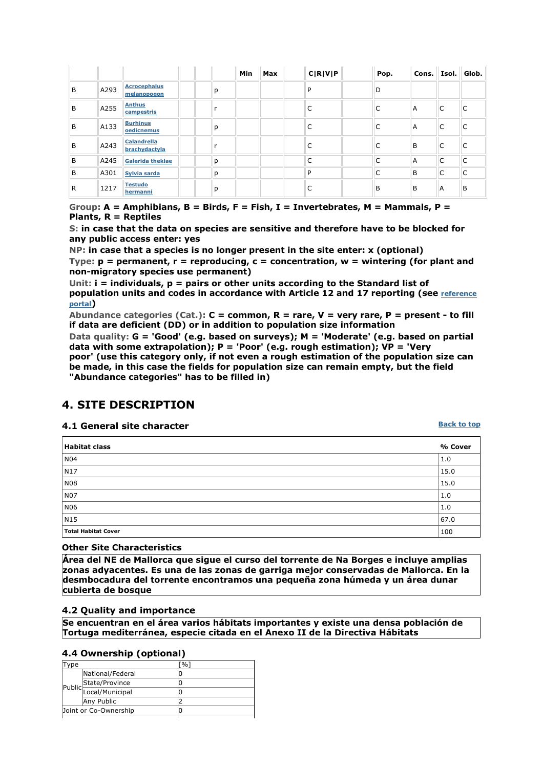| | | | | | | Min | Max | | C\|R\|V\|P | | Pop. | Cons. | Isol. | Glob. |
|---|---|---|---|---|---|---|---|---|---|---|---|---|---|---|
| B | A293 | Acrocephalus melanopogon | | | p | | | | P | | D | | | |
| B | A255 | Anthus campestris | | | r | | | | C | | C | A | C | C |
| B | A133 | Burhinus oedicnemus | | | p | | | | C | | C | A | C | C |
| B | A243 | Calandrella brachydactyla | | | r | | | | C | | C | B | C | C |
| B | A245 | Galerida theklae | | | p | | | | C | | C | A | C | C |
| B | A301 | Sylvia sarda | | | p | | | | P | | C | B | C | C |
| R | 1217 | Testudo hermanni | | | p | | | | C | | B | B | A | B |

**Group: A = Amphibians, B = Birds, F = Fish, I = Invertebrates, M = Mammals, P = Plants, R = Reptiles**

**S: in case that the data on species are sensitive and therefore have to be blocked for any public access enter: yes**

**NP: in case that a species is no longer present in the site enter: x (optional)**

**Type: p = permanent, r = reproducing, c = concentration, w = wintering (for plant and non-migratory species use permanent)**

**Unit: i = individuals, p = pairs or other units according to the Standard list of population units and codes in accordance with Article 12 and 17 reporting (see reference portal)**

**Abundance categories (Cat.): C = common, R = rare, V = very rare, P = present - to fill if data are deficient (DD) or in addition to population size information**

**Data quality: G = 'Good' (e.g. based on surveys); M = 'Moderate' (e.g. based on partial data with some extrapolation); P = 'Poor' (e.g. rough estimation); VP = 'Very poor' (use this category only, if not even a rough estimation of the population size can be made, in this case the fields for population size can remain empty, but the field "Abundance categories" has to be filled in)**

## 4. SITE DESCRIPTION

### 4.1 General site character

Back to top

| Habitat class | % Cover |
|---|---|
| N04 | 1.0 |
| N17 | 15.0 |
| N08 | 15.0 |
| N07 | 1.0 |
| N06 | 1.0 |
| N15 | 67.0 |
| **Total Habitat Cover** | 100 |

**Other Site Characteristics**

**Área del NE de Mallorca que sigue el curso del torrente de Na Borges e incluye amplias zonas adyacentes. Es una de las zonas de garriga mejor conservadas de Mallorca. En la desmbocadura del torrente encontramos una pequeña zona húmeda y un área dunar cubierta de bosque**

### 4.2 Quality and importance

**Se encuentran en el área varios hábitats importantes y existe una densa población de Tortuga mediterránea, especie citada en el Anexo II de la Directiva Hábitats**

### 4.4 Ownership (optional)

| Type | | [%] |
|---|---|---|
| Public | National/Federal | 0 |
| | State/Province | 0 |
| | Local/Municipal | 0 |
| | Any Public | 2 |
| Joint or Co-Ownership | | 0 |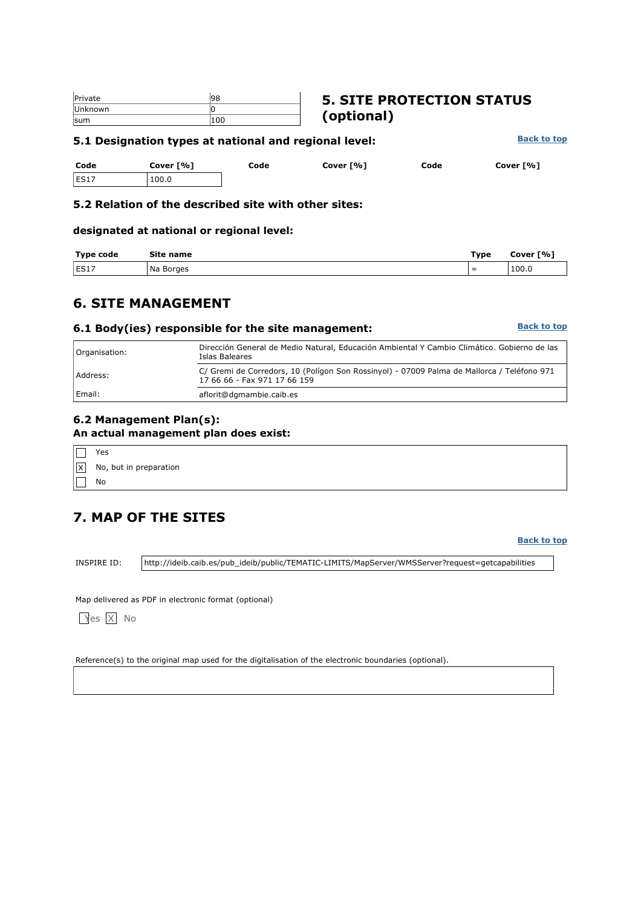| | |
|---|---|
| Private | 98 |
| Unknown | 0 |
| sum | 100 |

## 5. SITE PROTECTION STATUS (optional)

### 5.1 Designation types at national and regional level:

Back to top

| Code | Cover [%] | Code | Cover [%] | Code | Cover [%] |
|---|---|---|---|---|---|
| ES17 | 100.0 | | | | |

### 5.2 Relation of the described site with other sites:

**designated at national or regional level:**

| Type code | Site name | Type | Cover [%] |
|---|---|---|---|
| ES17 | Na Borges | = | 100.0 |

## 6. SITE MANAGEMENT

### 6.1 Body(ies) responsible for the site management:

Back to top

| | |
|---|---|
| Organisation: | Dirección General de Medio Natural, Educación Ambiental Y Cambio Climático. Gobierno de las Islas Baleares |
| Address: | C/ Gremi de Corredors, 10 (Polígon Son Rossinyol) - 07009 Palma de Mallorca / Teléfono 971 17 66 66 - Fax 971 17 66 159 |
| Email: | aflorit@dgmambie.caib.es |

### 6.2 Management Plan(s):

**An actual management plan does exist:**

- [ ] Yes
- [X] No, but in preparation
- [ ] No

## 7. MAP OF THE SITES

Back to top

INSPIRE ID: http://ideib.caib.es/pub_ideib/public/TEMATIC-LIMITS/MapServer/WMSServer?request=getcapabilities

Map delivered as PDF in electronic format (optional)

[ ] Yes [X] No

Reference(s) to the original map used for the digitalisation of the electronic boundaries (optional).